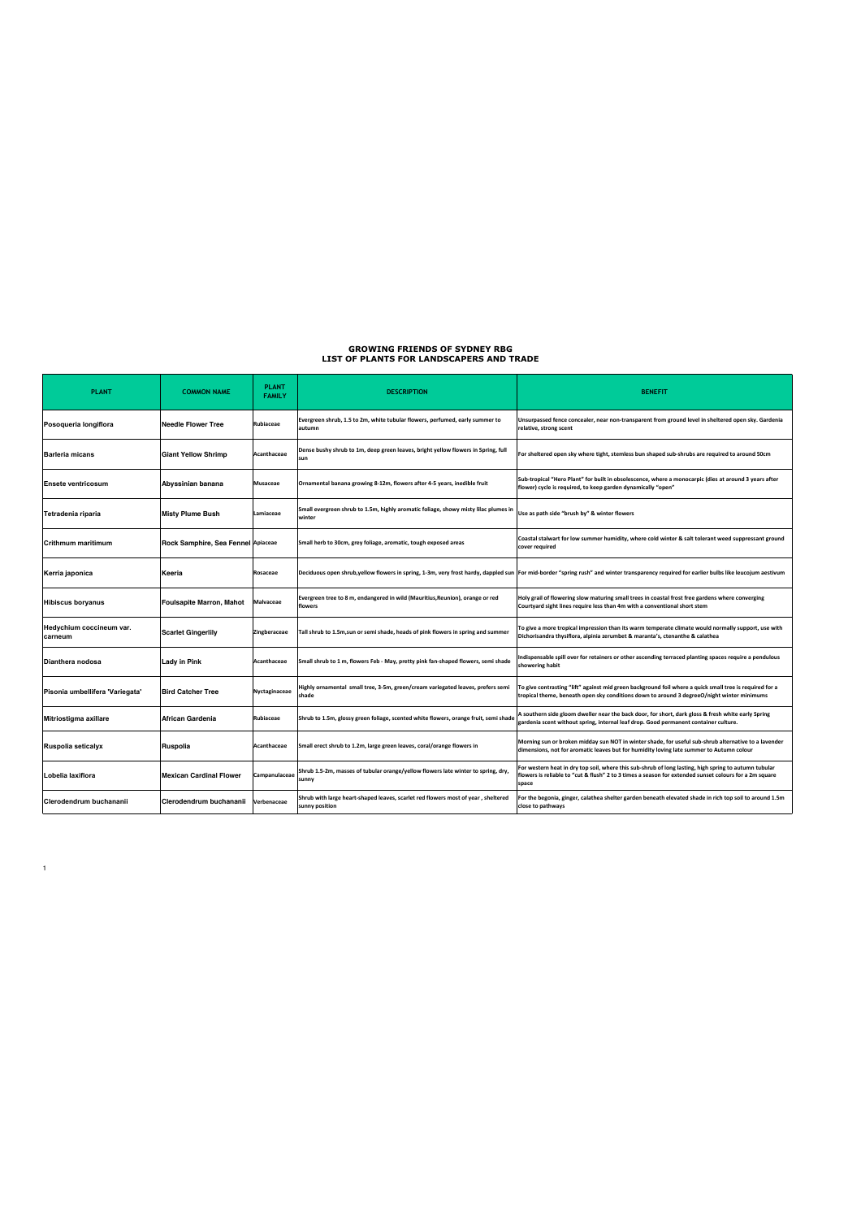# GROWING FRIENDS OF SYDNEY RBG
## LIST OF PLANTS FOR LANDSCAPERS AND TRADE

| PLANT | COMMON NAME | PLANT FAMILY | DESCRIPTION | BENEFIT |
|---|---|---|---|---|
| Posoqueria longiflora | Needle Flower Tree | Rubiaceae | Evergreen shrub, 1.5 to 2m, white tubular flowers, perfumed, early summer to autumn | Unsurpassed fence concealer, near non-transparent from ground level in sheltered open sky. Gardenia relative, strong scent |
| Barleria micans | Giant Yellow Shrimp | Acanthaceae | Dense bushy shrub to 1m, deep green leaves, bright yellow flowers in Spring, full sun | For sheltered open sky where tight, stemless bun shaped sub-shrubs are required to around 50cm |
| Ensete ventricosum | Abyssinian banana | Musaceae | Ornamental banana growing 8-12m, flowers after 4-5 years, inedible fruit | Sub-tropical "Hero Plant" for built in obsolescence, where a monocarpic (dies at around 3 years after flower) cycle is required, to keep garden dynamically "open" |
| Tetradenia riparia | Misty Plume Bush | Lamiaceae | Small evergreen shrub to 1.5m, highly aromatic foliage, showy misty lilac plumes in winter | Use as path side "brush by" & winter flowers |
| Crithmum maritimum | Rock Samphire, Sea Fennel | Apiaceae | Small herb to 30cm, grey foliage, aromatic, tough exposed areas | Coastal stalwart for low summer humidity, where cold winter & salt tolerant weed suppressant ground cover required |
| Kerria japonica | Keeria | Rosaceae | Deciduous open shrub,yellow flowers in spring, 1-3m, very frost hardy, dappled sun | For mid-border "spring rush" and winter transparency required for earlier bulbs like leucojum aestivum |
| Hibiscus boryanus | Foulsapite Marron, Mahot | Malvaceae | Evergreen tree to 8 m, endangered in wild (Mauritius,Reunion), orange or red flowers | Holy grail of flowering slow maturing small trees in coastal frost free gardens where converging Courtyard sight lines require less than 4m with a conventional short stem |
| Hedychium coccineum var. carneum | Scarlet Gingerlily | Zingberaceae | Tall shrub to 1.5m,sun or semi shade, heads of pink flowers in spring and summer | To give a more tropical impression than its warm temperate climate would normally support, use with Dichorisandra thysiflora, alpinia zerumbet & maranta's, ctenanthe & calathea |
| Dianthera nodosa | Lady in Pink | Acanthaceae | Small shrub to 1 m, flowers Feb - May, pretty pink fan-shaped flowers, semi shade | Indispensable spill over for retainers or other ascending terraced planting spaces require a pendulous showering habit |
| Pisonia umbellifera 'Variegata' | Bird Catcher Tree | Nyctaginaceae | Highly ornamental small tree, 3-5m, green/cream variegated leaves, prefers semi shade | To give contrasting "lift" against mid green background foil where a quick small tree is required for a tropical theme, beneath open sky conditions down to around 3 degreeO/night winter minimums |
| Mitriostigma axillare | African Gardenia | Rubiaceae | Shrub to 1.5m, glossy green foliage, scented white flowers, orange fruit, semi shade | A southern side gloom dweller near the back door, for short, dark gloss & fresh white early Spring gardenia scent without spring, internal leaf drop. Good permanent container culture. |
| Ruspolia seticalyx | Ruspolia | Acanthaceae | Small erect shrub to 1.2m, large green leaves, coral/orange flowers in | Morning sun or broken midday sun NOT in winter shade, for useful sub-shrub alternative to a lavender dimensions, not for aromatic leaves but for humidity loving late summer to Autumn colour |
| Lobelia laxiflora | Mexican Cardinal Flower | Campanulaceae | Shrub 1.5-2m, masses of tubular orange/yellow flowers late winter to spring, dry, sunny | For western heat in dry top soil, where this sub-shrub of long lasting, high spring to autumn tubular flowers is reliable to "cut & flush" 2 to 3 times a season for extended sunset colours for a 2m square space |
| Clerodendrum buchananii | Clerodendrum buchananii | Verbenaceae | Shrub with large heart-shaped leaves, scarlet red flowers most of year , sheltered sunny position | For the begonia, ginger, calathea shelter garden beneath elevated shade in rich top soil to around 1.5m close to pathways |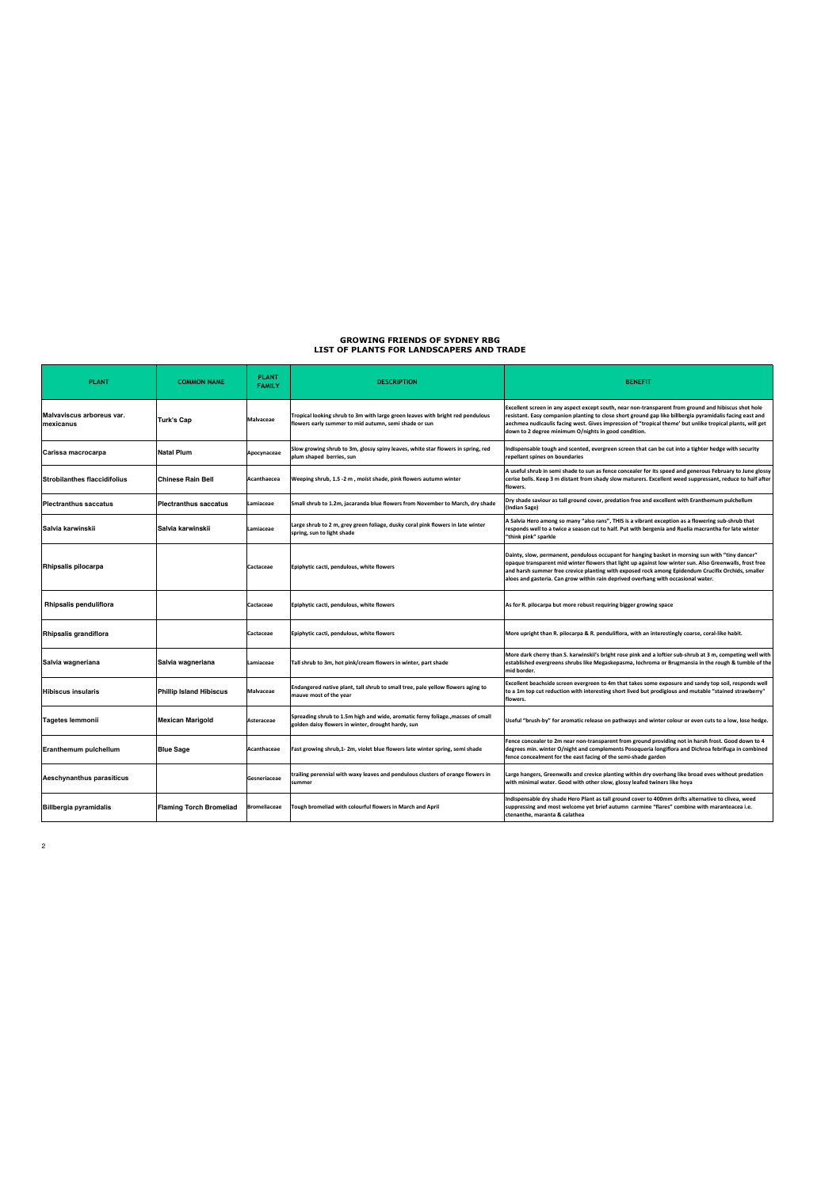# GROWING FRIENDS OF SYDNEY RBG
## LIST OF PLANTS FOR LANDSCAPERS AND TRADE

| PLANT | COMMON NAME | PLANT FAMILY | DESCRIPTION | BENEFIT |
|---|---|---|---|---|
| Malvaviscus arboreus var. mexicanus | Turk's Cap | Malvaceae | Tropical looking shrub to 3m with large green leaves with bright red pendulous flowers early summer to mid autumn, semi shade or sun | Excellent screen in any aspect except south, near non-transparent from ground and hibiscus shot hole resistant. Easy companion planting to close short ground gap like billbergia pyramidalis facing east and aechmea nudicaulis facing west. Gives impression of "tropical theme' but unlike tropical plants, will get down to 2 degree minimum O/nights in good condition. |
| Carissa macrocarpa | Natal Plum | Apocynaceae | Slow growing shrub to 3m, glossy spiny leaves, white star flowers in spring, red plum shaped berries, sun | Indispensable tough and scented, evergreen screen that can be cut into a tighter hedge with security repellant spines on boundaries |
| Strobilanthes flaccidifolius | Chinese Rain Bell | Acanthaecea | Weeping shrub, 1.5 -2 m , moist shade, pink flowers autumn winter | A useful shrub in semi shade to sun as fence concealer for its speed and generous February to June glossy cerise bells. Keep 3 m distant from shady slow maturers. Excellent weed suppressant, reduce to half after flowers. |
| Plectranthus saccatus | Plectranthus saccatus | Lamiaceae | Small shrub to 1.2m, jacaranda blue flowers from November to March, dry shade | Dry shade saviour as tall ground cover, predation free and excellent with Eranthemum pulchellum (Indian Sage) |
| Salvia karwinskii | Salvia karwinskii | Lamiaceae | Large shrub to 2 m, grey green foliage, dusky coral pink flowers in late winter spring, sun to light shade | A Salvia Hero among so many "also rans", THIS is a vibrant exception as a flowering sub-shrub that responds well to a twice a season cut to half. Put with bergenia and Ruelia macrantha for late winter "think pink" sparkle |
| Rhipsalis pilocarpa | | Cactaceae | Epiphytic cacti, pendulous, white flowers | Dainty, slow, permanent, pendulous occupant for hanging basket in morning sun with "tiny dancer" opaque transparent mid winter flowers that light up against low winter sun. Also Greenwalls, frost free and harsh summer free crevice planting with exposed rock among Epidendum Crucifix Orchids, smaller aloes and gasteria. Can grow within rain deprived overhang with occasional water. |
| Rhipsalis penduliflora | | Cactaceae | Epiphytic cacti, pendulous, white flowers | As for R. pilocarpa but more robust requiring bigger growing space |
| Rhipsalis grandiflora | | Cactaceae | Epiphytic cacti, pendulous, white flowers | More upright than R. pilocarpa & R. penduliflora, with an interestingly coarse, coral-like habit. |
| Salvia wagneriana | Salvia wagneriana | Lamiaceae | Tall shrub to 3m, hot pink/cream flowers in winter, part shade | More dark cherry than S. karwinskii's bright rose pink and a loftier sub-shrub at 3 m, competing well with established evergreens shrubs like Megaskepasma, Iochroma or Brugmansia in the rough & tumble of the mid border. |
| Hibiscus insularis | Phillip Island Hibiscus | Malvaceae | Endangered native plant, tall shrub to small tree, pale yellow flowers aging to mauve most of the year | Excellent beachside screen evergreen to 4m that takes some exposure and sandy top soil, responds well to a 1m top cut reduction with interesting short lived but prodigious and mutable "stained strawberry" flowers. |
| Tagetes lemmonii | Mexican Marigold | Asteraceae | Spreading shrub to 1.5m high and wide, aromatic ferny foliage.,masses of small golden daisy flowers in winter, drought hardy, sun | Useful "brush-by" for aromatic release on pathways and winter colour or even cuts to a low, lose hedge. |
| Eranthemum pulchellum | Blue Sage | Acanthaceae | Fast growing shrub,1- 2m, violet blue flowers late winter spring, semi shade | Fence concealer to 2m near non-transparent from ground providing not in harsh frost. Good down to 4 degrees min. winter O/night and complements Posoqueria longiflora and Dichroa febrifuga in combined fence concealment for the east facing of the semi-shade garden |
| Aeschynanthus parasiticus | | Gesneriaceae | trailing perennial with waxy leaves and pendulous clusters of orange flowers in summer | Large hangers, Greenwalls and crevice planting within dry overhang like broad eves without predation with minimal water. Good with other slow, glossy leafed twiners like hoya |
| Billbergia pyramidalis | Flaming Torch Bromeliad | Bromeliaceae | Tough bromeliad with colourful flowers in March and April | Indispensable dry shade Hero Plant as tall ground cover to 400mm drifts alternative to clivea, weed suppressing and most welcome yet brief autumn carmine "flares" combine with maranteacea i.e. ctenanthe, maranta & calathea |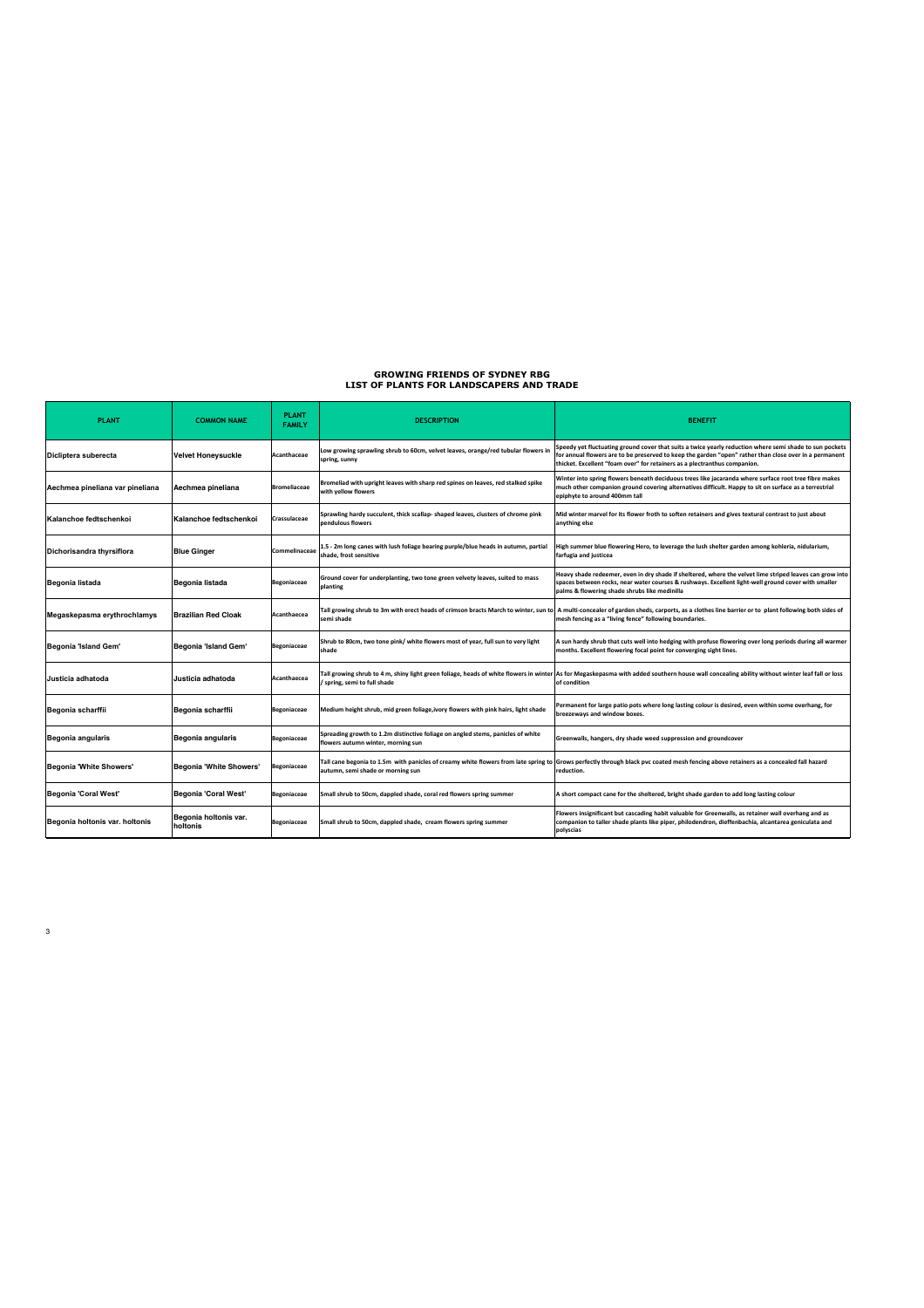# GROWING FRIENDS OF SYDNEY RBG
## LIST OF PLANTS FOR LANDSCAPERS AND TRADE

| PLANT | COMMON NAME | PLANT FAMILY | DESCRIPTION | BENEFIT |
|---|---|---|---|---|
| Dicliptera suberecta | Velvet Honeysuckle | Acanthaceae | Low growing sprawling shrub to 60cm, velvet leaves, orange/red tubular flowers in spring, sunny | Speedy yet fluctuating ground cover that suits a twice yearly reduction where semi shade to sun pockets for annual flowers are to be preserved to keep the garden "open" rather than close over in a permanent thicket. Excellent "foam over" for retainers as a plectranthus companion. |
| Aechmea pineliana var pineliana | Aechmea pineliana | Bromeliaceae | Bromeliad with upright leaves with sharp red spines on leaves, red stalked spike with yellow flowers | Winter into spring flowers beneath deciduous trees like jacaranda where surface root tree fibre makes much other companion ground covering alternatives difficult. Happy to sit on surface as a terrestrial epiphyte to around 400mm tall |
| Kalanchoe fedtschenkoi | Kalanchoe fedtschenkoi | Crassulaceae | Sprawling hardy succulent, thick scallap- shaped leaves, clusters of chrome pink pendulous flowers | Mid winter marvel for its flower froth to soften retainers and gives textural contrast to just about anything else |
| Dichorisandra thyrsiflora | Blue Ginger | Commelinaceae | 1.5 - 2m long canes with lush foliage bearing purple/blue heads in autumn, partial shade, frost sensitive | High summer blue flowering Hero, to leverage the lush shelter garden among kohleria, nidularium, farfugia and justicea |
| Begonia listada | Begonia listada | Begoniaceae | Ground cover for underplanting, two tone green velvety leaves, suited to mass planting | Heavy shade redeemer, even in dry shade if sheltered, where the velvet lime striped leaves can grow into spaces between rocks, near water courses & rushways. Excellent light-well ground cover with smaller palms & flowering shade shrubs like medinilla |
| Megaskepasma erythrochlamys | Brazilian Red Cloak | Acanthaecea | Tall growing shrub to 3m with erect heads of crimson bracts March to winter, sun to semi shade | A multi-concealer of garden sheds, carports, as a clothes line barrier or to plant following both sides of mesh fencing as a "living fence" following boundaries. |
| Begonia 'Island Gem' | Begonia 'Island Gem' | Begoniaceae | Shrub to 80cm, two tone pink/ white flowers most of year, full sun to very light shade | A sun hardy shrub that cuts well into hedging with profuse flowering over long periods during all warmer months. Excellent flowering focal point for converging sight lines. |
| Justicia adhatoda | Justicia adhatoda | Acanthaecea | Tall growing shrub to 4 m, shiny light green foliage, heads of white flowers in winter / spring, semi to full shade | As for Megaskepasma with added southern house wall concealing ability without winter leaf fall or loss of condition |
| Begonia scharffii | Begonia scharffii | Begoniaceae | Medium height shrub, mid green foliage,ivory flowers with pink hairs, light shade | Permanent for large patio pots where long lasting colour is desired, even within some overhang, for breezeways and window boxes. |
| Begonia angularis | Begonia angularis | Begoniaceae | Spreading growth to 1.2m distinctive foliage on angled stems, panicles of white flowers autumn winter, morning sun | Greenwalls, hangers, dry shade weed suppression and groundcover |
| Begonia 'White Showers' | Begonia 'White Showers' | Begoniaceae | Tall cane begonia to 1.5m with panicles of creamy white flowers from late spring to autumn, semi shade or morning sun | Grows perfectly through black pvc coated mesh fencing above retainers as a concealed fall hazard reduction. |
| Begonia 'Coral West' | Begonia 'Coral West' | Begoniaceae | Small shrub to 50cm, dappled shade, coral red flowers spring summer | A short compact cane for the sheltered, bright shade garden to add long lasting colour |
| Begonia holtonis var. holtonis | Begonia holtonis var. holtonis | Begoniaceae | Small shrub to 50cm, dappled shade, cream flowers spring summer | Flowers insignificant but cascading habit valuable for Greenwalls, as retainer wall overhang and as companion to taller shade plants like piper, philodendron, dieffenbachia, alcantarea geniculata and polyscias |